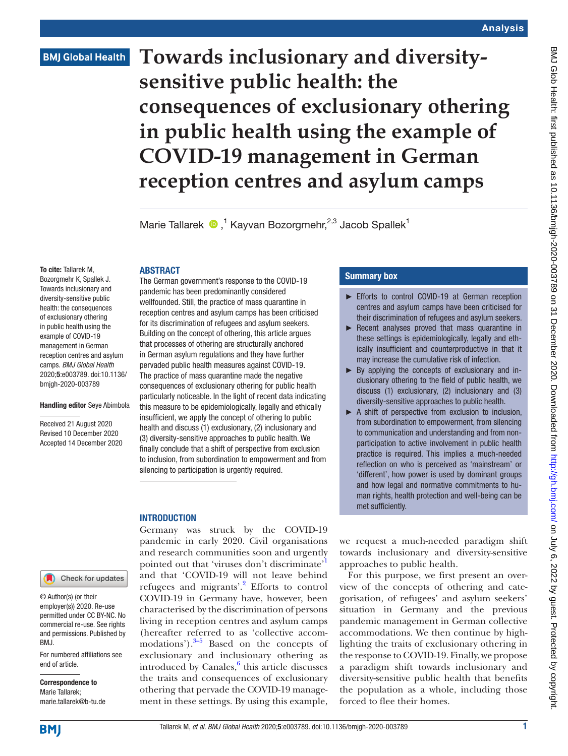Analysis

BMJ Global Health

# Towards inclusionary and diversity-sensitive public health: the consequences of exclusionary othering in public health using the example of COVID-19 management in German reception centres and asylum camps

Marie Tallarek [1], Kayvan Bozorgmehr [2,3], Jacob Spallek [1]

**To cite:** Tallarek M, Bozorgmehr K, Spallek J. Towards inclusionary and diversity-sensitive public health: the consequences of exclusionary othering in public health using the example of COVID-19 management in German reception centres and asylum camps. *BMJ Global Health* 2020;**5**:e003789. doi:10.1136/bmjgh-2020-003789

**Handling editor** Seye Abimbola

Received 21 August 2020
Revised 10 December 2020
Accepted 14 December 2020

© Author(s) (or their employer(s)) 2020. Re-use permitted under CC BY-NC. No commercial re-use. See rights and permissions. Published by BMJ.

For numbered affiliations see end of article.

**Correspondence to**
Marie Tallarek;
marie.tallarek@b-tu.de

## ABSTRACT

The German government's response to the COVID-19 pandemic has been predominantly considered wellfounded. Still, the practice of mass quarantine in reception centres and asylum camps has been criticised for its discrimination of refugees and asylum seekers. Building on the concept of othering, this article argues that processes of othering are structurally anchored in German asylum regulations and they have further pervaded public health measures against COVID-19. The practice of mass quarantine made the negative consequences of exclusionary othering for public health particularly noticeable. In the light of recent data indicating this measure to be epidemiologically, legally and ethically insufficient, we apply the concept of othering to public health and discuss (1) exclusionary, (2) inclusionary and (3) diversity-sensitive approaches to public health. We finally conclude that a shift of perspective from exclusion to inclusion, from subordination to empowerment and from silencing to participation is urgently required.

## Summary box

- Efforts to control COVID-19 at German reception centres and asylum camps have been criticised for their discrimination of refugees and asylum seekers.
- Recent analyses proved that mass quarantine in these settings is epidemiologically, legally and ethically insufficient and counterproductive in that it may increase the cumulative risk of infection.
- By applying the concepts of exclusionary and inclusionary othering to the field of public health, we discuss (1) exclusionary, (2) inclusionary and (3) diversity-sensitive approaches to public health.
- A shift of perspective from exclusion to inclusion, from subordination to empowerment, from silencing to communication and understanding and from non-participation to active involvement in public health practice is required. This implies a much-needed reflection on who is perceived as 'mainstream' or 'different', how power is used by dominant groups and how legal and normative commitments to human rights, health protection and well-being can be met sufficiently.

## INTRODUCTION

Germany was struck by the COVID-19 pandemic in early 2020. Civil organisations and research communities soon and urgently pointed out that 'viruses don't discriminate'[1] and that 'COVID-19 will not leave behind refugees and migrants'.[2] Efforts to control COVID-19 in Germany have, however, been characterised by the discrimination of persons living in reception centres and asylum camps (hereafter referred to as 'collective accommodations').[3–5] Based on the concepts of exclusionary and inclusionary othering as introduced by Canales,[6] this article discusses the traits and consequences of exclusionary othering that pervade the COVID-19 management in these settings. By using this example, we request a much-needed paradigm shift towards inclusionary and diversity-sensitive approaches to public health.

For this purpose, we first present an overview of the concepts of othering and categorisation, of refugees' and asylum seekers' situation in Germany and the previous pandemic management in German collective accommodations. We then continue by highlighting the traits of exclusionary othering in the response to COVID-19. Finally, we propose a paradigm shift towards inclusionary and diversity-sensitive public health that benefits the population as a whole, including those forced to flee their homes.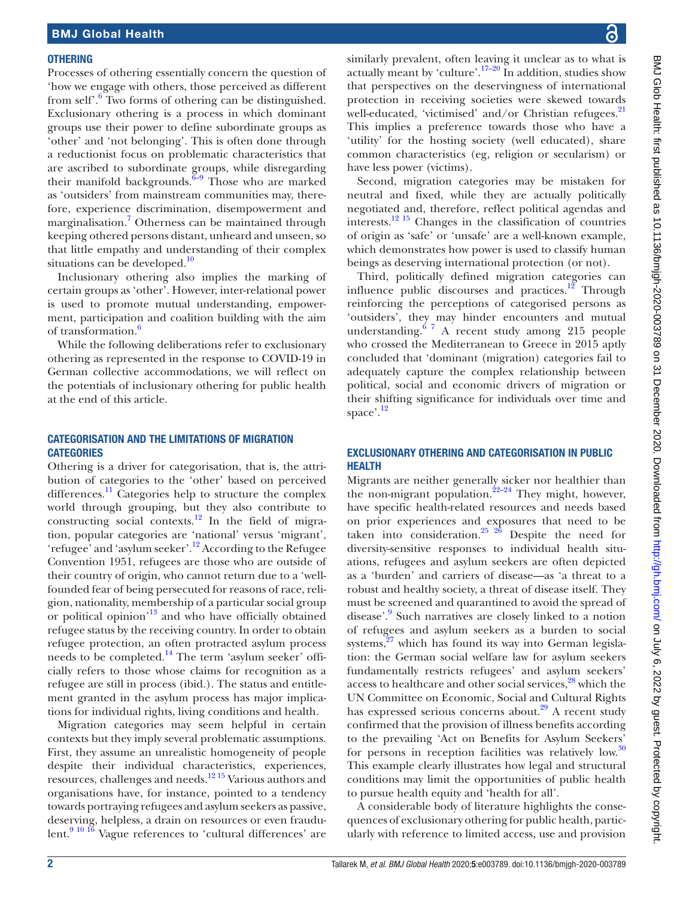## OTHERING

Processes of othering essentially concern the question of 'how we engage with others, those perceived as different from self'.[6] Two forms of othering can be distinguished. Exclusionary othering is a process in which dominant groups use their power to define subordinate groups as 'other' and 'not belonging'. This is often done through a reductionist focus on problematic characteristics that are ascribed to subordinate groups, while disregarding their manifold backgrounds.[6–9] Those who are marked as 'outsiders' from mainstream communities may, therefore, experience discrimination, disempowerment and marginalisation.[7] Otherness can be maintained through keeping othered persons distant, unheard and unseen, so that little empathy and understanding of their complex situations can be developed.[10]

Inclusionary othering also implies the marking of certain groups as 'other'. However, inter-relational power is used to promote mutual understanding, empowerment, participation and coalition building with the aim of transformation.[6]

While the following deliberations refer to exclusionary othering as represented in the response to COVID-19 in German collective accommodations, we will reflect on the potentials of inclusionary othering for public health at the end of this article.

## CATEGORISATION AND THE LIMITATIONS OF MIGRATION CATEGORIES

Othering is a driver for categorisation, that is, the attribution of categories to the 'other' based on perceived differences.[11] Categories help to structure the complex world through grouping, but they also contribute to constructing social contexts.[12] In the field of migration, popular categories are 'national' versus 'migrant', 'refugee' and 'asylum seeker'.[12] According to the Refugee Convention 1951, refugees are those who are outside of their country of origin, who cannot return due to a 'well-founded fear of being persecuted for reasons of race, religion, nationality, membership of a particular social group or political opinion'[13] and who have officially obtained refugee status by the receiving country. In order to obtain refugee protection, an often protracted asylum process needs to be completed.[14] The term 'asylum seeker' officially refers to those whose claims for recognition as a refugee are still in process (ibid.). The status and entitlement granted in the asylum process has major implications for individual rights, living conditions and health.

Migration categories may seem helpful in certain contexts but they imply several problematic assumptions. First, they assume an unrealistic homogeneity of people despite their individual characteristics, experiences, resources, challenges and needs.[12,15] Various authors and organisations have, for instance, pointed to a tendency towards portraying refugees and asylum seekers as passive, deserving, helpless, a drain on resources or even fraudulent.[9,10,16] Vague references to 'cultural differences' are similarly prevalent, often leaving it unclear as to what is actually meant by 'culture'.[17–20] In addition, studies show that perspectives on the deservingness of international protection in receiving societies were skewed towards well-educated, 'victimised' and/or Christian refugees.[21] This implies a preference towards those who have a 'utility' for the hosting society (well educated), share common characteristics (eg, religion or secularism) or have less power (victims).

Second, migration categories may be mistaken for neutral and fixed, while they are actually politically negotiated and, therefore, reflect political agendas and interests.[12,15] Changes in the classification of countries of origin as 'safe' or 'unsafe' are a well-known example, which demonstrates how power is used to classify human beings as deserving international protection (or not).

Third, politically defined migration categories can influence public discourses and practices.[12] Through reinforcing the perceptions of categorised persons as 'outsiders', they may hinder encounters and mutual understanding.[6,7] A recent study among 215 people who crossed the Mediterranean to Greece in 2015 aptly concluded that 'dominant (migration) categories fail to adequately capture the complex relationship between political, social and economic drivers of migration or their shifting significance for individuals over time and space'.[12]

## EXCLUSIONARY OTHERING AND CATEGORISATION IN PUBLIC HEALTH

Migrants are neither generally sicker nor healthier than the non-migrant population.[22–24] They might, however, have specific health-related resources and needs based on prior experiences and exposures that need to be taken into consideration.[25,26] Despite the need for diversity-sensitive responses to individual health situations, refugees and asylum seekers are often depicted as a 'burden' and carriers of disease—as 'a threat to a robust and healthy society, a threat of disease itself. They must be screened and quarantined to avoid the spread of disease'.[9] Such narratives are closely linked to a notion of refugees and asylum seekers as a burden to social systems,[27] which has found its way into German legislation: the German social welfare law for asylum seekers fundamentally restricts refugees' and asylum seekers' access to healthcare and other social services,[28] which the UN Committee on Economic, Social and Cultural Rights has expressed serious concerns about.[29] A recent study confirmed that the provision of illness benefits according to the prevailing 'Act on Benefits for Asylum Seekers' for persons in reception facilities was relatively low.[30] This example clearly illustrates how legal and structural conditions may limit the opportunities of public health to pursue health equity and 'health for all'.

A considerable body of literature highlights the consequences of exclusionary othering for public health, particularly with reference to limited access, use and provision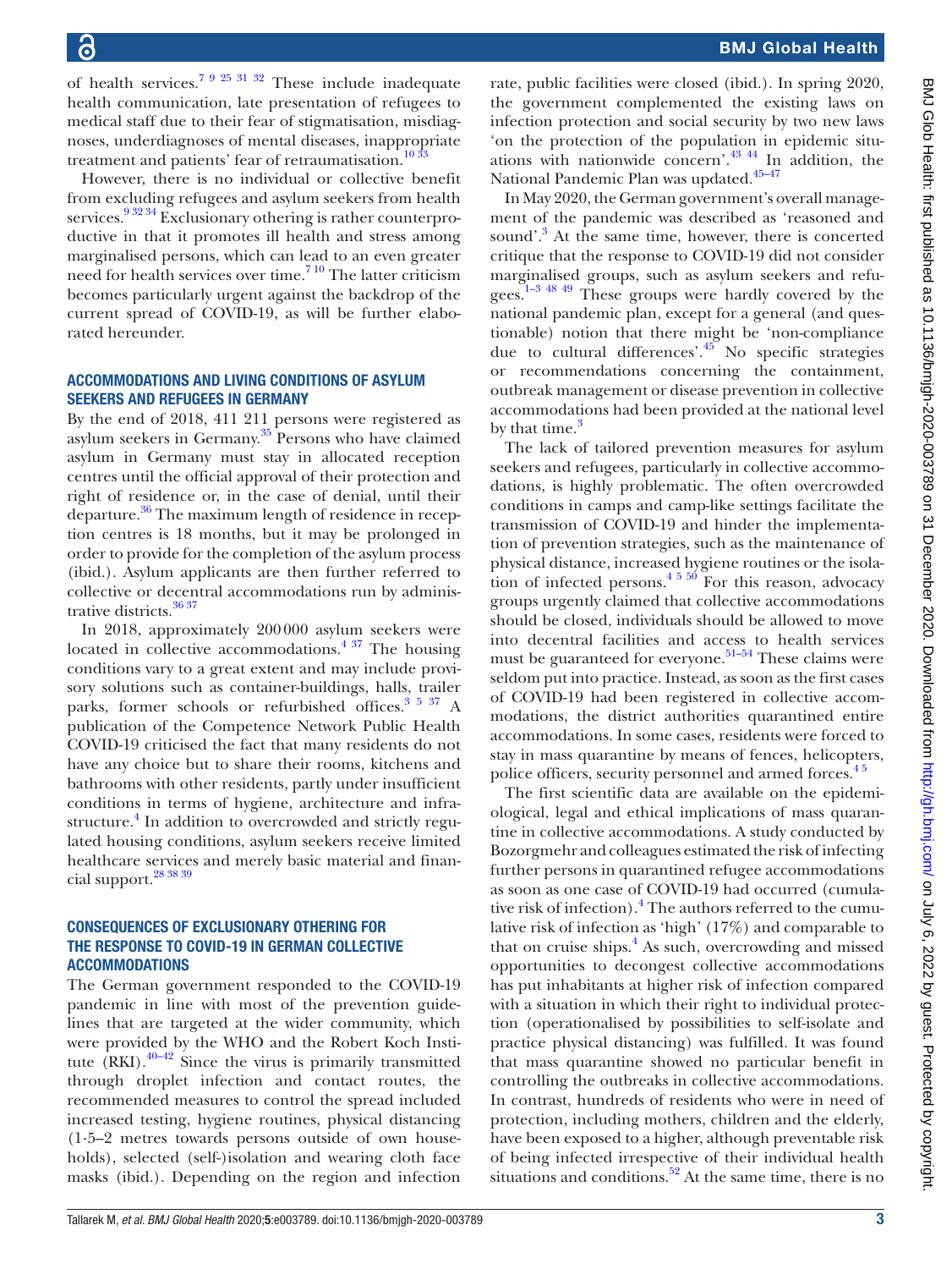of health services.[7 9 25 31 32] These include inadequate health communication, late presentation of refugees to medical staff due to their fear of stigmatisation, misdiagnoses, underdiagnoses of mental diseases, inappropriate treatment and patients' fear of retraumatisation.[10 33]

However, there is no individual or collective benefit from excluding refugees and asylum seekers from health services.[9 32 34] Exclusionary othering is rather counterproductive in that it promotes ill health and stress among marginalised persons, which can lead to an even greater need for health services over time.[7 10] The latter criticism becomes particularly urgent against the backdrop of the current spread of COVID-19, as will be further elaborated hereunder.

### ACCOMMODATIONS AND LIVING CONDITIONS OF ASYLUM SEEKERS AND REFUGEES IN GERMANY

By the end of 2018, 411 211 persons were registered as asylum seekers in Germany.[35] Persons who have claimed asylum in Germany must stay in allocated reception centres until the official approval of their protection and right of residence or, in the case of denial, until their departure.[36] The maximum length of residence in reception centres is 18 months, but it may be prolonged in order to provide for the completion of the asylum process (ibid.). Asylum applicants are then further referred to collective or decentral accommodations run by administrative districts.[36 37]

In 2018, approximately 200 000 asylum seekers were located in collective accommodations.[4 37] The housing conditions vary to a great extent and may include provisory solutions such as container-buildings, halls, trailer parks, former schools or refurbished offices.[3 5 37] A publication of the Competence Network Public Health COVID-19 criticised the fact that many residents do not have any choice but to share their rooms, kitchens and bathrooms with other residents, partly under insufficient conditions in terms of hygiene, architecture and infrastructure.[4] In addition to overcrowded and strictly regulated housing conditions, asylum seekers receive limited healthcare services and merely basic material and financial support.[28 38 39]

### CONSEQUENCES OF EXCLUSIONARY OTHERING FOR THE RESPONSE TO COVID-19 IN GERMAN COLLECTIVE ACCOMMODATIONS

The German government responded to the COVID-19 pandemic in line with most of the prevention guidelines that are targeted at the wider community, which were provided by the WHO and the Robert Koch Institute (RKI).[40–42] Since the virus is primarily transmitted through droplet infection and contact routes, the recommended measures to control the spread included increased testing, hygiene routines, physical distancing (1·5–2 metres towards persons outside of own households), selected (self-)isolation and wearing cloth face masks (ibid.). Depending on the region and infection rate, public facilities were closed (ibid.). In spring 2020, the government complemented the existing laws on infection protection and social security by two new laws 'on the protection of the population in epidemic situations with nationwide concern'.[43 44] In addition, the National Pandemic Plan was updated.[45–47]

In May 2020, the German government's overall management of the pandemic was described as 'reasoned and sound'.[3] At the same time, however, there is concerted critique that the response to COVID-19 did not consider marginalised groups, such as asylum seekers and refugees.[1–3 48 49] These groups were hardly covered by the national pandemic plan, except for a general (and questionable) notion that there might be 'non-compliance due to cultural differences'.[45] No specific strategies or recommendations concerning the containment, outbreak management or disease prevention in collective accommodations had been provided at the national level by that time.[3]

The lack of tailored prevention measures for asylum seekers and refugees, particularly in collective accommodations, is highly problematic. The often overcrowded conditions in camps and camp-like settings facilitate the transmission of COVID-19 and hinder the implementation of prevention strategies, such as the maintenance of physical distance, increased hygiene routines or the isolation of infected persons.[4 5 50] For this reason, advocacy groups urgently claimed that collective accommodations should be closed, individuals should be allowed to move into decentral facilities and access to health services must be guaranteed for everyone.[51–54] These claims were seldom put into practice. Instead, as soon as the first cases of COVID-19 had been registered in collective accommodations, the district authorities quarantined entire accommodations. In some cases, residents were forced to stay in mass quarantine by means of fences, helicopters, police officers, security personnel and armed forces.[4 5]

The first scientific data are available on the epidemiological, legal and ethical implications of mass quarantine in collective accommodations. A study conducted by Bozorgmehr and colleagues estimated the risk of infecting further persons in quarantined refugee accommodations as soon as one case of COVID-19 had occurred (cumulative risk of infection).[4] The authors referred to the cumulative risk of infection as 'high' (17%) and comparable to that on cruise ships.[4] As such, overcrowding and missed opportunities to decongest collective accommodations has put inhabitants at higher risk of infection compared with a situation in which their right to individual protection (operationalised by possibilities to self-isolate and practice physical distancing) was fulfilled. It was found that mass quarantine showed no particular benefit in controlling the outbreaks in collective accommodations. In contrast, hundreds of residents who were in need of protection, including mothers, children and the elderly, have been exposed to a higher, although preventable risk of being infected irrespective of their individual health situations and conditions.[52] At the same time, there is no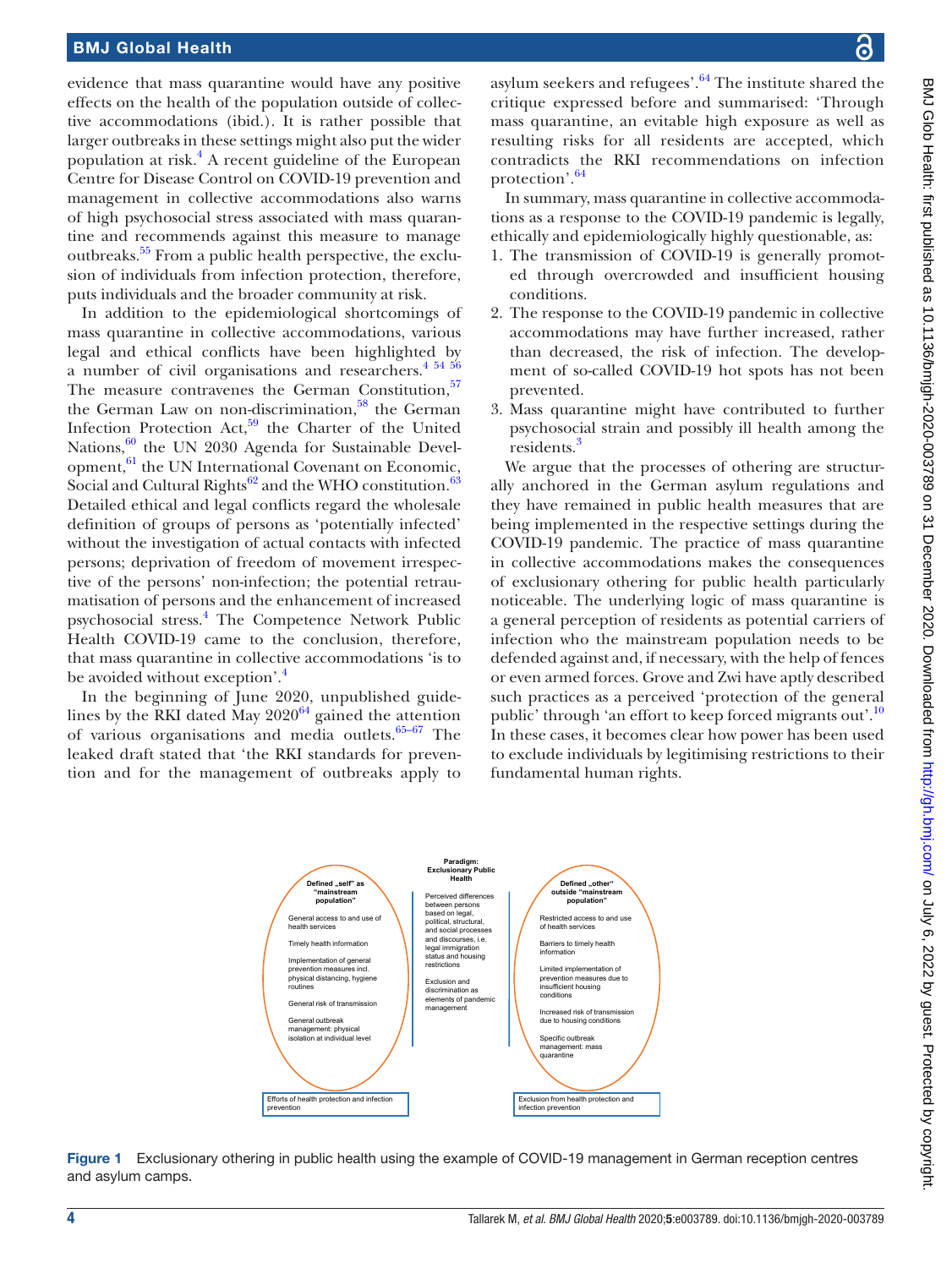evidence that mass quarantine would have any positive effects on the health of the population outside of collective accommodations (ibid.). It is rather possible that larger outbreaks in these settings might also put the wider population at risk.[4] A recent guideline of the European Centre for Disease Control on COVID-19 prevention and management in collective accommodations also warns of high psychosocial stress associated with mass quarantine and recommends against this measure to manage outbreaks.[55] From a public health perspective, the exclusion of individuals from infection protection, therefore, puts individuals and the broader community at risk.

In addition to the epidemiological shortcomings of mass quarantine in collective accommodations, various legal and ethical conflicts have been highlighted by a number of civil organisations and researchers.[4 54 56] The measure contravenes the German Constitution,[57] the German Law on non-discrimination,[58] the German Infection Protection Act,[59] the Charter of the United Nations,[60] the UN 2030 Agenda for Sustainable Development,[61] the UN International Covenant on Economic, Social and Cultural Rights[62] and the WHO constitution.[63] Detailed ethical and legal conflicts regard the wholesale definition of groups of persons as 'potentially infected' without the investigation of actual contacts with infected persons; deprivation of freedom of movement irrespective of the persons' non-infection; the potential retraumatisation of persons and the enhancement of increased psychosocial stress.[4] The Competence Network Public Health COVID-19 came to the conclusion, therefore, that mass quarantine in collective accommodations 'is to be avoided without exception'.[4]

In the beginning of June 2020, unpublished guidelines by the RKI dated May 2020[64] gained the attention of various organisations and media outlets.[65–67] The leaked draft stated that 'the RKI standards for prevention and for the management of outbreaks apply to asylum seekers and refugees'.[64] The institute shared the critique expressed before and summarised: 'Through mass quarantine, an evitable high exposure as well as resulting risks for all residents are accepted, which contradicts the RKI recommendations on infection protection'.[64]

In summary, mass quarantine in collective accommodations as a response to the COVID-19 pandemic is legally, ethically and epidemiologically highly questionable, as:

1. The transmission of COVID-19 is generally promoted through overcrowded and insufficient housing conditions.
2. The response to the COVID-19 pandemic in collective accommodations may have further increased, rather than decreased, the risk of infection. The development of so-called COVID-19 hot spots has not been prevented.
3. Mass quarantine might have contributed to further psychosocial strain and possibly ill health among the residents.[3]

We argue that the processes of othering are structurally anchored in the German asylum regulations and they have remained in public health measures that are being implemented in the respective settings during the COVID-19 pandemic. The practice of mass quarantine in collective accommodations makes the consequences of exclusionary othering for public health particularly noticeable. The underlying logic of mass quarantine is a general perception of residents as potential carriers of infection who the mainstream population needs to be defended against and, if necessary, with the help of fences or even armed forces. Grove and Zwi have aptly described such practices as a perceived 'protection of the general public' through 'an effort to keep forced migrants out'.[10] In these cases, it becomes clear how power has been used to exclude individuals by legitimising restrictions to their fundamental human rights.

| Defined „self" as "mainstream population" | Paradigm: Exclusionary Public Health | Defined „other" outside "mainstream population" |
|---|---|---|
| General access to and use of health services | Perceived differences between persons based on legal, political, structural, and social processes and discourses, i.e. legal immigration status and housing restrictions | Restricted access to and use of health services |
| Timely health information | Exclusion and discrimination as elements of pandemic management | Barriers to timely health information |
| Implementation of general prevention measures incl. physical distancing, hygiene routines | | Limited implementation of prevention measures due to insufficient housing conditions |
| General risk of transmission | | Increased risk of transmission due to housing conditions |
| General outbreak management: physical isolation at individual level | | Specific outbreak management: mass quarantine |
| Efforts of health protection and infection prevention | | Exclusion from health protection and infection prevention |

Figure 1 Exclusionary othering in public health using the example of COVID-19 management in German reception centres and asylum camps.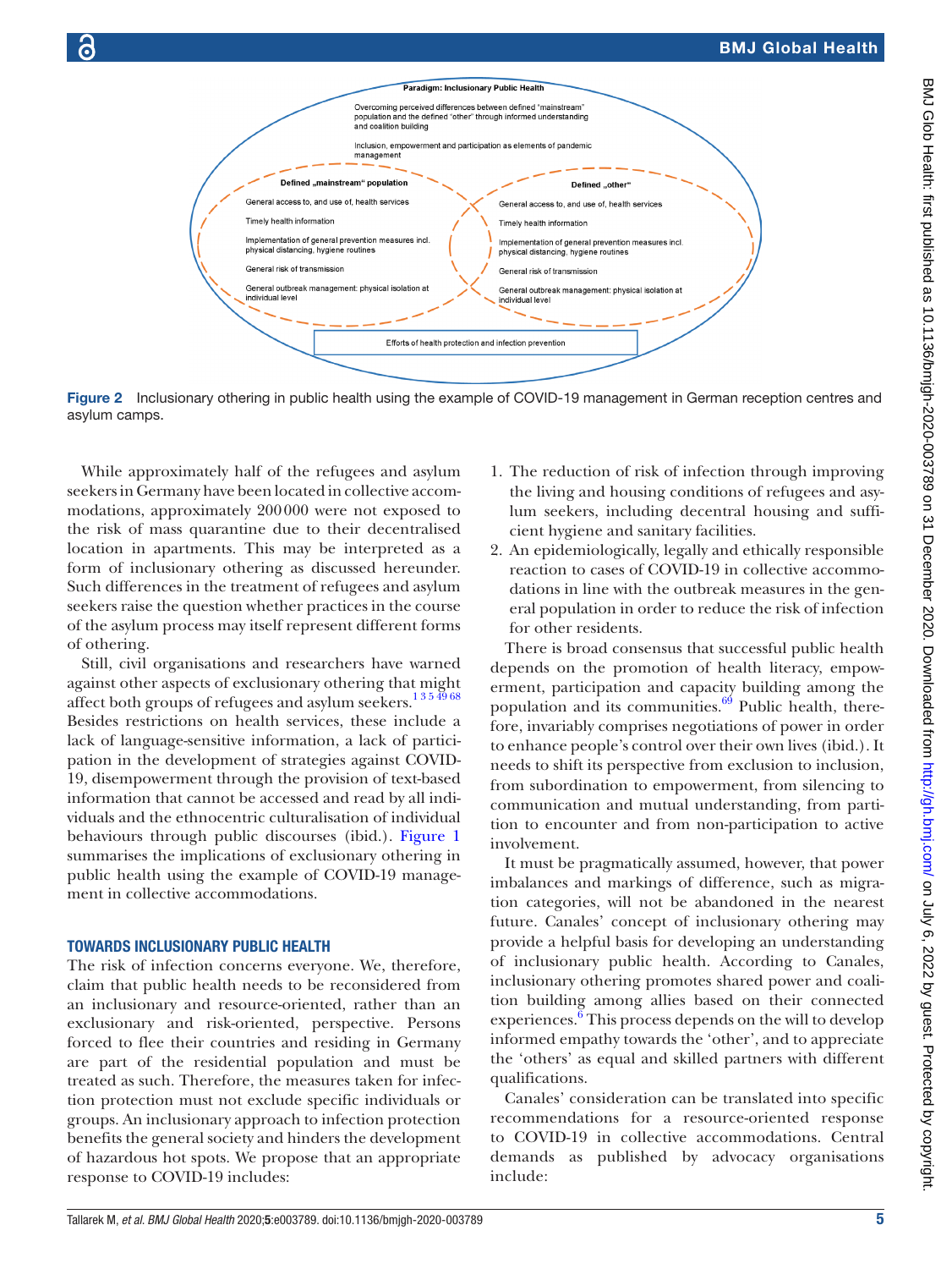Paradigm: Inclusionary Public Health

Overcoming perceived differences between defined "mainstream" population and the defined "other" through informed understanding and coalition building

Inclusion, empowerment and participation as elements of pandemic management

Defined „mainstream" population

- General access to, and use of, health services
- Timely health information
- Implementation of general prevention measures incl. physical distancing, hygiene routines
- General risk of transmission
- General outbreak management: physical isolation at individual level

Defined „other"

- General access to, and use of, health services
- Timely health information
- Implementation of general prevention measures incl. physical distancing, hygiene routines
- General risk of transmission
- General outbreak management: physical isolation at individual level

Efforts of health protection and infection prevention

**Figure 2** Inclusionary othering in public health using the example of COVID-19 management in German reception centres and asylum camps.

While approximately half of the refugees and asylum seekers in Germany have been located in collective accommodations, approximately 200 000 were not exposed to the risk of mass quarantine due to their decentralised location in apartments. This may be interpreted as a form of inclusionary othering as discussed hereunder. Such differences in the treatment of refugees and asylum seekers raise the question whether practices in the course of the asylum process may itself represent different forms of othering.

Still, civil organisations and researchers have warned against other aspects of exclusionary othering that might affect both groups of refugees and asylum seekers.[1 3 5 49 68] Besides restrictions on health services, these include a lack of language-sensitive information, a lack of participation in the development of strategies against COVID-19, disempowerment through the provision of text-based information that cannot be accessed and read by all individuals and the ethnocentric culturalisation of individual behaviours through public discourses (ibid.). Figure 1 summarises the implications of exclusionary othering in public health using the example of COVID-19 management in collective accommodations.

## TOWARDS INCLUSIONARY PUBLIC HEALTH

The risk of infection concerns everyone. We, therefore, claim that public health needs to be reconsidered from an inclusionary and resource-oriented, rather than an exclusionary and risk-oriented, perspective. Persons forced to flee their countries and residing in Germany are part of the residential population and must be treated as such. Therefore, the measures taken for infection protection must not exclude specific individuals or groups. An inclusionary approach to infection protection benefits the general society and hinders the development of hazardous hot spots. We propose that an appropriate response to COVID-19 includes:

1. The reduction of risk of infection through improving the living and housing conditions of refugees and asylum seekers, including decentral housing and sufficient hygiene and sanitary facilities.
2. An epidemiologically, legally and ethically responsible reaction to cases of COVID-19 in collective accommodations in line with the outbreak measures in the general population in order to reduce the risk of infection for other residents.

There is broad consensus that successful public health depends on the promotion of health literacy, empowerment, participation and capacity building among the population and its communities.[69] Public health, therefore, invariably comprises negotiations of power in order to enhance people's control over their own lives (ibid.). It needs to shift its perspective from exclusion to inclusion, from subordination to empowerment, from silencing to communication and mutual understanding, from partition to encounter and from non-participation to active involvement.

It must be pragmatically assumed, however, that power imbalances and markings of difference, such as migration categories, will not be abandoned in the nearest future. Canales' concept of inclusionary othering may provide a helpful basis for developing an understanding of inclusionary public health. According to Canales, inclusionary othering promotes shared power and coalition building among allies based on their connected experiences.[6] This process depends on the will to develop informed empathy towards the 'other', and to appreciate the 'others' as equal and skilled partners with different qualifications.

Canales' consideration can be translated into specific recommendations for a resource-oriented response to COVID-19 in collective accommodations. Central demands as published by advocacy organisations include: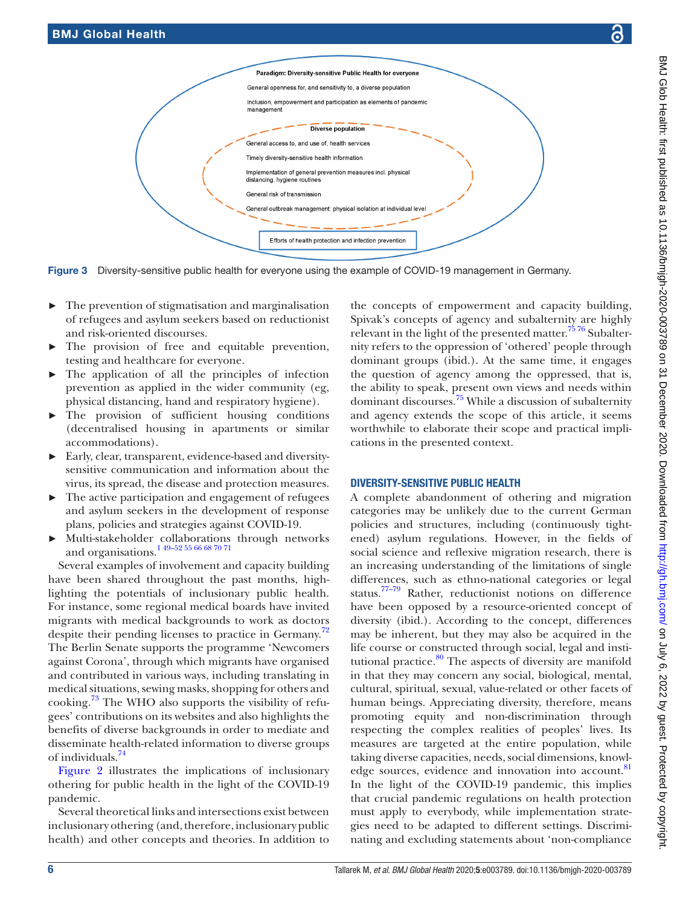Paradigm: Diversity-sensitive Public Health for everyone

General openness for, and sensitivity to, a diverse population

Inclusion, empowerment and participation as elements of pandemic management

Diverse population

General access to, and use of, health services

Timely diversity-sensitive health information

Implementation of general prevention measures incl. physical distancing, hygiene routines

General risk of transmission

General outbreak management: physical isolation at individual level

Efforts of health protection and infection prevention

**Figure 3** Diversity-sensitive public health for everyone using the example of COVID-19 management in Germany.

- The prevention of stigmatisation and marginalisation of refugees and asylum seekers based on reductionist and risk-oriented discourses.
- The provision of free and equitable prevention, testing and healthcare for everyone.
- The application of all the principles of infection prevention as applied in the wider community (eg, physical distancing, hand and respiratory hygiene).
- The provision of sufficient housing conditions (decentralised housing in apartments or similar accommodations).
- Early, clear, transparent, evidence-based and diversity-sensitive communication and information about the virus, its spread, the disease and protection measures.
- The active participation and engagement of refugees and asylum seekers in the development of response plans, policies and strategies against COVID-19.
- Multi-stakeholder collaborations through networks and organisations.[1 49–52 55 66 68 70 71]

Several examples of involvement and capacity building have been shared throughout the past months, highlighting the potentials of inclusionary public health. For instance, some regional medical boards have invited migrants with medical backgrounds to work as doctors despite their pending licenses to practice in Germany.[72] The Berlin Senate supports the programme 'Newcomers against Corona', through which migrants have organised and contributed in various ways, including translating in medical situations, sewing masks, shopping for others and cooking.[73] The WHO also supports the visibility of refugees' contributions on its websites and also highlights the benefits of diverse backgrounds in order to mediate and disseminate health-related information to diverse groups of individuals.[74]

Figure 2 illustrates the implications of inclusionary othering for public health in the light of the COVID-19 pandemic.

Several theoretical links and intersections exist between inclusionary othering (and, therefore, inclusionary public health) and other concepts and theories. In addition to the concepts of empowerment and capacity building, Spivak's concepts of agency and subalternity are highly relevant in the light of the presented matter.[75 76] Subalternity refers to the oppression of 'othered' people through dominant groups (ibid.). At the same time, it engages the question of agency among the oppressed, that is, the ability to speak, present own views and needs within dominant discourses.[75] While a discussion of subalternity and agency extends the scope of this article, it seems worthwhile to elaborate their scope and practical implications in the presented context.

## DIVERSITY-SENSITIVE PUBLIC HEALTH

A complete abandonment of othering and migration categories may be unlikely due to the current German policies and structures, including (continuously tightened) asylum regulations. However, in the fields of social science and reflexive migration research, there is an increasing understanding of the limitations of single differences, such as ethno-national categories or legal status.[77–79] Rather, reductionist notions on difference have been opposed by a resource-oriented concept of diversity (ibid.). According to the concept, differences may be inherent, but they may also be acquired in the life course or constructed through social, legal and institutional practice.[80] The aspects of diversity are manifold in that they may concern any social, biological, mental, cultural, spiritual, sexual, value-related or other facets of human beings. Appreciating diversity, therefore, means promoting equity and non-discrimination through respecting the complex realities of peoples' lives. Its measures are targeted at the entire population, while taking diverse capacities, needs, social dimensions, knowledge sources, evidence and innovation into account.[81] In the light of the COVID-19 pandemic, this implies that crucial pandemic regulations on health protection must apply to everybody, while implementation strategies need to be adapted to different settings. Discriminating and excluding statements about 'non-compliance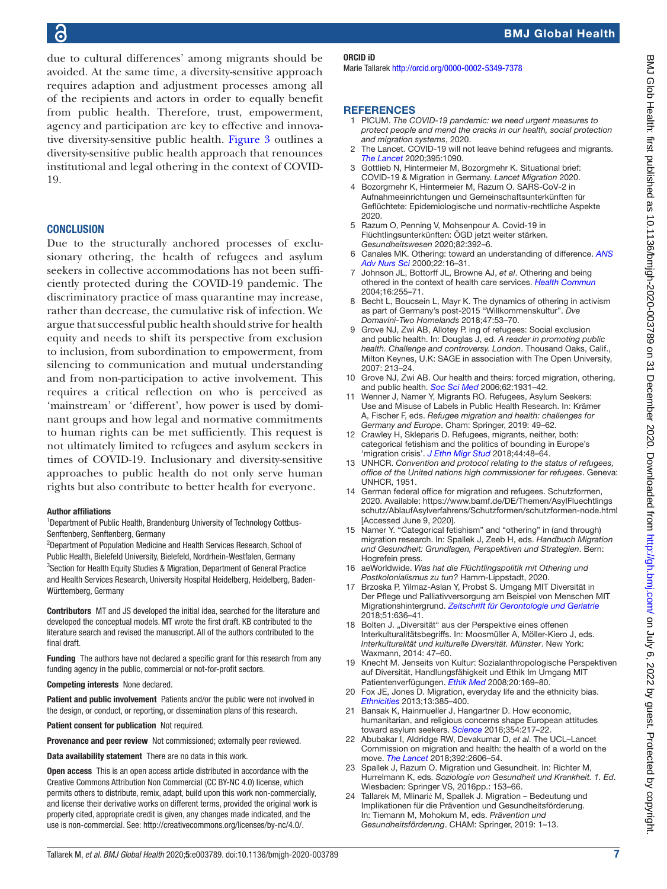due to cultural differences' among migrants should be avoided. At the same time, a diversity-sensitive approach requires adaption and adjustment processes among all of the recipients and actors in order to equally benefit from public health. Therefore, trust, empowerment, agency and participation are key to effective and innovative diversity-sensitive public health. Figure 3 outlines a diversity-sensitive public health approach that renounces institutional and legal othering in the context of COVID-19.

## CONCLUSION

Due to the structurally anchored processes of exclusionary othering, the health of refugees and asylum seekers in collective accommodations has not been sufficiently protected during the COVID-19 pandemic. The discriminatory practice of mass quarantine may increase, rather than decrease, the cumulative risk of infection. We argue that successful public health should strive for health equity and needs to shift its perspective from exclusion to inclusion, from subordination to empowerment, from silencing to communication and mutual understanding and from non-participation to active involvement. This requires a critical reflection on who is perceived as 'mainstream' or 'different', how power is used by dominant groups and how legal and normative commitments to human rights can be met sufficiently. This request is not ultimately limited to refugees and asylum seekers in times of COVID-19. Inclusionary and diversity-sensitive approaches to public health do not only serve human rights but also contribute to better health for everyone.

#### Author affiliations

[1]Department of Public Health, Brandenburg University of Technology Cottbus-Senftenberg, Senftenberg, Germany
[2]Department of Population Medicine and Health Services Research, School of Public Health, Bielefeld University, Bielefeld, Nordrhein-Westfalen, Germany
[3]Section for Health Equity Studies & Migration, Department of General Practice and Health Services Research, University Hospital Heidelberg, Heidelberg, Baden-Württemberg, Germany

**Contributors** MT and JS developed the initial idea, searched for the literature and developed the conceptual models. MT wrote the first draft. KB contributed to the literature search and revised the manuscript. All of the authors contributed to the final draft.

**Funding** The authors have not declared a specific grant for this research from any funding agency in the public, commercial or not-for-profit sectors.

**Competing interests** None declared.

**Patient and public involvement** Patients and/or the public were not involved in the design, or conduct, or reporting, or dissemination plans of this research.

**Patient consent for publication** Not required.

**Provenance and peer review** Not commissioned; externally peer reviewed.

**Data availability statement** There are no data in this work.

**Open access** This is an open access article distributed in accordance with the Creative Commons Attribution Non Commercial (CC BY-NC 4.0) license, which permits others to distribute, remix, adapt, build upon this work non-commercially, and license their derivative works on different terms, provided the original work is properly cited, appropriate credit is given, any changes made indicated, and the use is non-commercial. See: http://creativecommons.org/licenses/by-nc/4.0/.

#### ORCID iD

Marie Tallarek http://orcid.org/0000-0002-5349-7378

## REFERENCES

1. PICUM. *The COVID-19 pandemic: we need urgent measures to protect people and mend the cracks in our health, social protection and migration systems*, 2020.
2. The Lancet. COVID-19 will not leave behind refugees and migrants. *The Lancet* 2020;395:1090.
3. Gottlieb N, Hintermeier M, Bozorgmehr K. Situational brief: COVID-19 & Migration in Germany. *Lancet Migration* 2020.
4. Bozorgmehr K, Hintermeier M, Razum O. SARS-CoV-2 in Aufnahmeeinrichtungen und Gemeinschaftsunterkünften für Geflüchtete: Epidemiologische und normativ-rechtliche Aspekte 2020.
5. Razum O, Penning V, Mohsenpour A. Covid-19 in Flüchtlingsunterkünften: ÖGD jetzt weiter stärken. *Gesundheitswesen* 2020;82:392–6.
6. Canales MK. Othering: toward an understanding of difference. *ANS Adv Nurs Sci* 2000;22:16–31.
7. Johnson JL, Bottorff JL, Browne AJ, *et al*. Othering and being othered in the context of health care services. *Health Commun* 2004;16:255–71.
8. Becht L, Boucsein L, Mayr K. The dynamics of othering in activism as part of Germany's post-2015 "Willkommenskultur". *Dve Domavini-Two Homelands* 2018;47:53–70.
9. Grove NJ, Zwi AB, Allotey P. ing of refugees: Social exclusion and public health. In: Douglas J, ed. *A reader in promoting public health. Challenge and controversy. London*. Thousand Oaks, Calif., Milton Keynes, U.K: SAGE in association with The Open University, 2007: 213–24.
10. Grove NJ, Zwi AB. Our health and theirs: forced migration, othering, and public health. *Soc Sci Med* 2006;62:1931–42.
11. Wenner J, Namer Y, Migrants RO. Refugees, Asylum Seekers: Use and Misuse of Labels in Public Health Research. In: Krämer A, Fischer F, eds. *Refugee migration and health: challenges for Germany and Europe*. Cham: Springer, 2019: 49–62.
12. Crawley H, Skleparis D. Refugees, migrants, neither, both: categorical fetishism and the politics of bounding in Europe's 'migration crisis'. *J Ethn Migr Stud* 2018;44:48–64.
13. UNHCR. *Convention and protocol relating to the status of refugees, office of the United nations high commissioner for refugees*. Geneva: UNHCR, 1951.
14. German federal office for migration and refugees. Schutzformen, 2020. Available: https://www.bamf.de/DE/Themen/AsylFluechtlingsschutz/AblaufAsylverfahrens/Schutzformen/schutzformen-node.html [Accessed June 9, 2020].
15. Namer Y. "Categorical fetishism" and "othering" in (and through) migration research. In: Spallek J, Zeeb H, eds. *Handbuch Migration und Gesundheit: Grundlagen, Perspektiven und Strategien*. Bern: Hogrefebin press.
16. aeWorldwide. *Was hat die Flüchtlingspolitik mit Othering und Postkolonialismus zu tun?* Hamm-Lippstadt, 2020.
17. Brzoska P, Yilmaz-Aslan Y, Probst S. Umgang MIT Diversität in Der Pflege und Palliativversorgung am Beispiel von Menschen MIT Migrationshintergrund. *Zeitschrift für Gerontologie und Geriatrie* 2018;51:636–41.
18. Bolten J. „Diversität" aus der Perspektive eines offenen Interkulturalitätsbegriffs. In: Moosmüller A, Möller-Kiero J, eds. *Interkulturalität und kulturelle Diversität. Münster*. New York: Waxmann, 2014: 47–60.
19. Knecht M. Jenseits von Kultur: Sozialanthropologische Perspektiven auf Diversität, Handlungsfähigkeit und Ethik Im Umgang MIT Patientenverfügungen. *Ethik Med* 2008;20:169–80.
20. Fox JE, Jones D. Migration, everyday life and the ethnicity bias. *Ethnicities* 2013;13:385–400.
21. Bansak K, Hainmueller J, Hangartner D. How economic, humanitarian, and religious concerns shape European attitudes toward asylum seekers. *Science* 2016;354:217–22.
22. Abubakar I, Aldridge RW, Devakumar D, *et al*. The UCL–Lancet Commission on migration and health: the health of a world on the move. *The Lancet* 2018;392:2606–54.
23. Spallek J, Razum O. Migration und Gesundheit. In: Richter M, Hurrelmann K, eds. *Soziologie von Gesundheit und Krankheit. 1. Ed*. Wiesbaden: Springer VS, 2016pp.: 153–66.
24. Tallarek M, Mlinarić M, Spallek J. Migration – Bedeutung und Implikationen für die Prävention und Gesundheitsförderung. In: Tiemann M, Mohokum M, eds. *Prävention und Gesundheitsförderung*. CHAM: Springer, 2019: 1–13.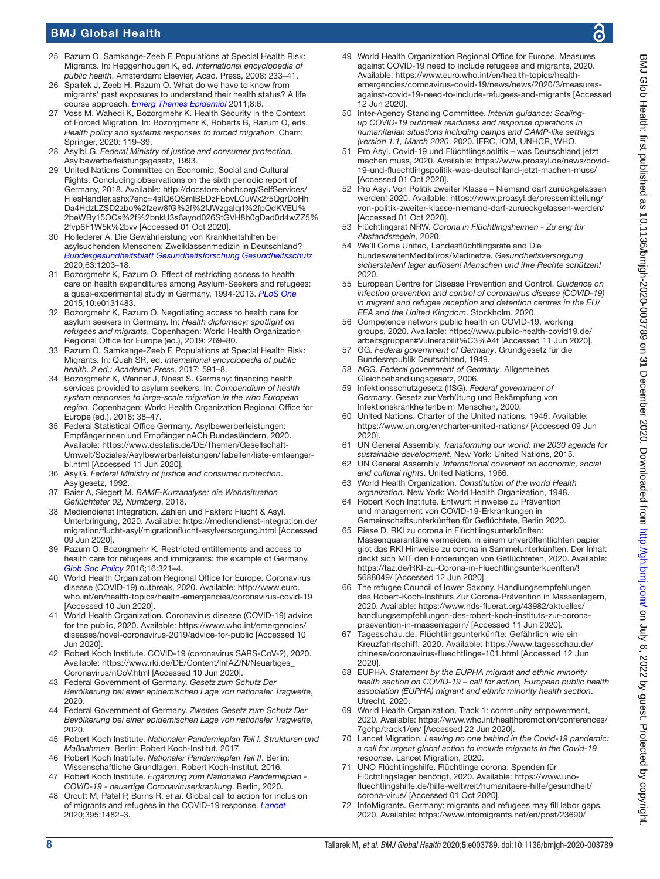25 Razum O, Samkange-Zeeb F. Populations at Special Health Risk: Migrants. In: Heggenhougen K, ed. *International encyclopedia of public health*. Amsterdam: Elsevier, Acad. Press, 2008: 233–41.
26 Spallek J, Zeeb H, Razum O. What do we have to know from migrants' past exposures to understand their health status? A life course approach. *Emerg Themes Epidemiol* 2011;8:6.
27 Voss M, Wahedi K, Bozorgmehr K. Health Security in the Context of Forced Migration. In: Bozorgmehr K, Roberts B, Razum O, eds. *Health policy and systems responses to forced migration*. Cham: Springer, 2020: 119–39.
28 AsylbLG. *Federal Ministry of justice and consumer protection*. Asylbewerberleistungsgesetz, 1993.
29 United Nations Committee on Economic, Social and Cultural Rights. Concluding observations on the sixth periodic report of Germany, 2018. Available: http://docstore.ohchr.org/SelfServices/FilesHandler.ashx?enc=4slQ6QSmlBEDzFEovLCuWx2r5QgrDoHhDa4HdzLZSD2zbo%2fzew8fG%2f%2fJWzgaIqrl%2fpQdKVEU%2beWBy15OCs%2f%2bnkU3s6ayod026StGVH8b0gDad0d4wZZ5%2fvp6F1W5k%2bvv [Accessed 01 Oct 2020].
30 Holleder A. Die Gewährleistung von Krankheitshilfen bei asylsuchenden Menschen: Zweiklassenmedizin in Deutschland? *Bundesgesundheitsblatt Gesundheitsforschung Gesundheitsschutz* 2020;63:1203–18.
31 Bozorgmehr K, Razum O. Effect of restricting access to health care on health expenditures among Asylum-Seekers and refugees: a quasi-experimental study in Germany, 1994-2013. *PLoS One* 2015;10:e0131483.
32 Bozorgmehr K, Razum O. Negotiating access to health care for asylum seekers in Germany. In: *Health diplomacy: spotlight on refugees and migrants*. Copenhagen: World Health Organization Regional Office for Europe (ed.), 2019: 269–80.
33 Razum O, Samkange-Zeeb F. Populations at Special Health Risk: Migrants. In: Quah SR, ed. *International encyclopedia of public health. 2 ed.: Academic Press*, 2017: 591–8.
34 Bozorgmehr K, Wenner J, Noest S. Germany: financing health services provided to asylum seekers. In: *Compendium of health system responses to large-scale migration in the who European region*. Copenhagen: World Health Organization Regional Office for Europe (ed.), 2018: 38–47.
35 Federal Statistical Office Germany. Asylbewerberleistungen: Empfängerinnen und Empfänger nACh Bundesländern, 2020. Available: https://www.destatis.de/DE/Themen/Gesellschaft-Umwelt/Soziales/Asylbewerberleistungen/Tabellen/liste-emfaenger-bl.html [Accessed 11 Jun 2020].
36 AsylG. *Federal Ministry of justice and consumer protection*. Asylgesetz, 1992.
37 Baier A, Siegert M. *BAMF-Kurzanalyse: die Wohnsituation Geflüchteter 02, Nürnberg*, 2018.
38 Mediendienst Integration. Zahlen und Fakten: Flucht & Asyl. Unterbringung, 2020. Available: https://mediendienst-integration.de/migration/flucht-asyl/migrationflucht-asylversorgung.html [Accessed 09 Jun 2020].
39 Razum O, Bozorgmehr K. Restricted entitlements and access to health care for refugees and immigrants: the example of Germany. *Glob Soc Policy* 2016;16:321–4.
40 World Health Organization Regional Office for Europe. Coronavirus disease (COVID-19) outbreak, 2020. Available: http://www.euro.who.int/en/health-topics/health-emergencies/coronavirus-covid-19 [Accessed 10 Jun 2020].
41 World Health Organization. Coronavirus disease (COVID-19) advice for the public, 2020. Available: https://www.who.int/emergencies/diseases/novel-coronavirus-2019/advice-for-public [Accessed 10 Jun 2020].
42 Robert Koch Institute. COVID-19 (coronavirus SARS-CoV-2), 2020. Available: https://www.rki.de/DE/Content/InfAZ/N/Neuartiges_Coronavirus/nCoV.html [Accessed 10 Jun 2020].
43 Federal Government of Germany. *Gesetz zum Schutz Der Bevölkerung bei einer epidemischen Lage von nationaler Tragweite*, 2020.
44 Federal Government of Germany. *Zweites Gesetz zum Schutz Der Bevölkerung bei einer epidemischen Lage von nationaler Tragweite*, 2020.
45 Robert Koch Institute. *Nationaler Pandemieplan Teil I. Strukturen und Maßnahmen*. Berlin: Robert Koch-Institut, 2017.
46 Robert Koch Institute. *Nationaler Pandemieplan Teil II*. Berlin: Wissenschaftliche Grundlagen, Robert Koch-Institut, 2016.
47 Robert Koch Institute. *Ergänzung zum Nationalen Pandemieplan - COVID-19 - neuartige Coronaviruserkrankung*. Berlin, 2020.
48 Orcutt M, Patel P, Burns R, *et al*. Global call to action for inclusion of migrants and refugees in the COVID-19 response. *Lancet* 2020;395:1482–3.
49 World Health Organization Regional Office for Europe. Measures against COVID-19 need to include refugees and migrants, 2020. Available: https://www.euro.who.int/en/health-topics/health-emergencies/coronavirus-covid-19/news/news/2020/3/measures-against-covid-19-need-to-include-refugees-and-migrants [Accessed 12 Jun 2020].
50 Inter-Agency Standing Committee. *Interim guidance: Scaling-up COVID-19 outbreak readiness and response operations in humanitarian situations including camps and CAMP-like settings (version 1.1, March 2020*. 2020. IFRC, IOM, UNHCR, WHO.
51 Pro Asyl. Covid-19 und Flüchtlingspolitik – was Deutschland jetzt machen muss, 2020. Available: https://www.proasyl.de/news/covid-19-und-fluechtlingspolitik-was-deutschland-jetzt-machen-muss/ [Accessed 01 Oct 2020].
52 Pro Asyl. Von Politik zweiter Klasse – Niemand darf zurückgelassen werden! 2020. Available: https://www.proasyl.de/pressemitteilung/von-politik-zweiter-klasse-niemand-darf-zurueckgelassen-werden/ [Accessed 01 Oct 2020].
53 Flüchtlingsrat NRW. *Corona in Flüchtlingsheimen - Zu eng für Abstandsregeln*, 2020.
54 We'll Come United, Landesflüchtlingsräte and Die bundesweitenMedibüros/Medinetze. *Gesundheitsversorgung sicherstellen! lager auflösen! Menschen und ihre Rechte schützen!* 2020.
55 European Centre for Disease Prevention and Control. *Guidance on infection prevention and control of coronavirus disease (COVID-19) in migrant and refugee reception and detention centres in the EU/EEA and the United Kingdom*. Stockholm, 2020.
56 Competence network public health on COVID-19. working groups, 2020. Available: https://www.public-health-covid19.de/arbeitsgruppen#Vulnerabilit%C3%A4t [Accessed 11 Jun 2020].
57 GG. *Federal government of Germany*. Grundgesetz für die Bundesrepublik Deutschland, 1949.
58 AGG. *Federal government of Germany*. Allgemeines Gleichbehandlungsgesetz, 2006.
59 Infektionsschutzgesetz (IfSG). *Federal government of Germany*. Gesetz zur Verhütung und Bekämpfung von Infektionskrankheitenbeim Menschen, 2000.
60 United Nations. Charter of the United nations, 1945. Available: https://www.un.org/en/charter-united-nations/ [Accessed 09 Jun 2020].
61 UN General Assembly. *Transforming our world: the 2030 agenda for sustainable development*. New York: United Nations, 2015.
62 UN General Assembly. *International covenant on economic, social and cultural rights*. United Nations, 1966.
63 World Health Organization. *Constitution of the world Health organization*. New York: World Health Organization, 1948.
64 Robert Koch Institute. Entwurf: Hinweise zu Prävention und management von COVID-19-Erkrankungen in Gemeinschaftsunterkünften für Geflüchtete, Berlin 2020.
65 Riese D. RKI zu corona in Flüchtlingsunterkünften: Massenquarantäne vermeiden. in einem unveröffentlichten papier gibt das RKI Hinweise zu corona in Sammelunterkünften. Der Inhalt deckt sich MIT den Forderungen von Geflüchteten, 2020. Available: https://taz.de/RKI-zu-Corona-in-Fluechtlingsunterkuenften/!5688049/ [Accessed 12 Jun 2020].
66 The refugee Council of lower Saxony. Handlungsempfehlungen des Robert-Koch-Instituts Zur Corona-Prävention in Massenlagern, 2020. Available: https://www.nds-fluerat.org/43982/aktuelles/handlungsempfehlungen-des-robert-koch-instituts-zur-corona-praevention-in-massenlagern/ [Accessed 11 Jun 2020].
67 Tagesschau.de. Flüchtlingsunterkünfte: Gefährlich wie ein Kreuzfahrtschiff, 2020. Available: https://www.tagesschau.de/chinese/coronavirus-fluechtlinge-101.html [Accessed 12 Jun 2020].
68 EUPHA. *Statement by the EUPHA migrant and ethnic minority health section on COVID-19 – call for action, European public health association (EUPHA) migrant and ethnic minority health section*. Utrecht, 2020.
69 World Health Organization. Track 1: community empowerment, 2020. Available: https://www.who.int/healthpromotion/conferences/7gchp/track1/en/ [Accessed 22 Jun 2020].
70 Lancet Migration. *Leaving no one behind in the Covid-19 pandemic: a call for urgent global action to include migrants in the Covid-19 response*. Lancet Migration, 2020.
71 UNO Flüchtlingshilfe. Flüchtlinge corona: Spenden für Flüchtlingslager benötigt, 2020. Available: https://www.uno-fluechtlingshilfe.de/hilfe-weltweit/humanitaere-hilfe/gesundheit/corona-virus/ [Accessed 01 Oct 2020].
72 InfoMigrants. Germany: migrants and refugees may fill labor gaps, 2020. Available: https://www.infomigrants.net/en/post/23690/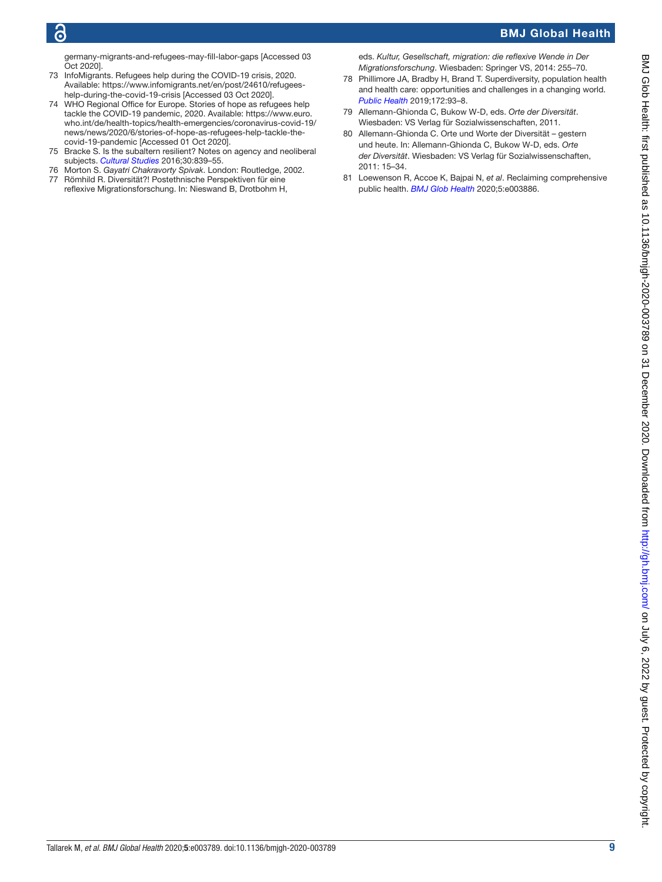germany-migrants-and-refugees-may-fill-labor-gaps [Accessed 03 Oct 2020].

73 InfoMigrants. Refugees help during the COVID-19 crisis, 2020. Available: https://www.infomigrants.net/en/post/24610/refugees-help-during-the-covid-19-crisis [Accessed 03 Oct 2020].
74 WHO Regional Office for Europe. Stories of hope as refugees help tackle the COVID-19 pandemic, 2020. Available: https://www.euro.who.int/de/health-topics/health-emergencies/coronavirus-covid-19/news/news/2020/6/stories-of-hope-as-refugees-help-tackle-the-covid-19-pandemic [Accessed 01 Oct 2020].
75 Bracke S. Is the subaltern resilient? Notes on agency and neoliberal subjects. *Cultural Studies* 2016;30:839–55.
76 Morton S. *Gayatri Chakravorty Spivak*. London: Routledge, 2002.
77 Römhild R. Diversität?! Postethnische Perspektiven für eine reflexive Migrationsforschung. In: Nieswand B, Drotbohm H, eds. *Kultur, Gesellschaft, migration: die reflexive Wende in Der Migrationsforschung*. Wiesbaden: Springer VS, 2014: 255–70.
78 Phillimore JA, Bradby H, Brand T. Superdiversity, population health and health care: opportunities and challenges in a changing world. *Public Health* 2019;172:93–8.
79 Allemann-Ghionda C, Bukow W-D, eds. *Orte der Diversität*. Wiesbaden: VS Verlag für Sozialwissenschaften, 2011.
80 Allemann-Ghionda C. Orte und Worte der Diversität – gestern und heute. In: Allemann-Ghionda C, Bukow W-D, eds. *Orte der Diversität*. Wiesbaden: VS Verlag für Sozialwissenschaften, 2011: 15–34.
81 Loewenson R, Accoe K, Bajpai N, *et al*. Reclaiming comprehensive public health. *BMJ Glob Health* 2020;5:e003886.